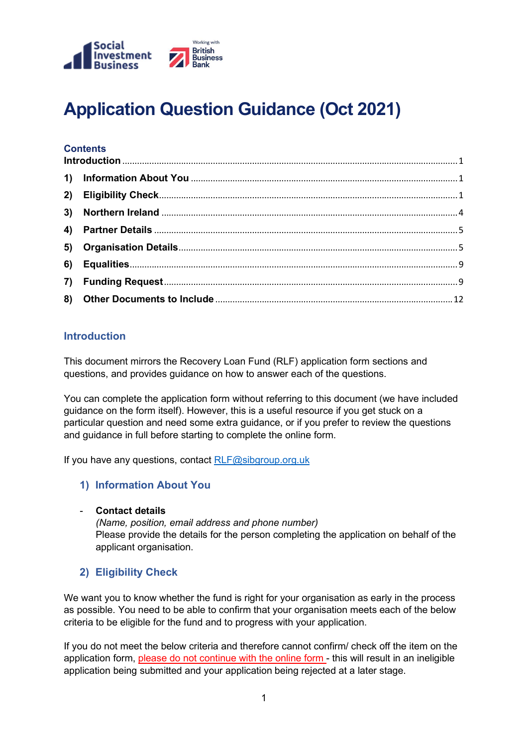# Application Question Guidance (Oct 2021)

## Contents

**Introduction** ........................................................................................................ 1

**1) Information About You** ........................................................................................ 1

**2) Eligibility Check** ................................................................................................ 1

**3) Northern Ireland** ................................................................................................ 4

**4) Partner Details** .................................................................................................. 5

**5) Organisation Details** ........................................................................................... 5

**6) Equalities** ........................................................................................................ 9

**7) Funding Request** ................................................................................................ 9

**8) Other Documents to Include** ............................................................................... 12

## Introduction

This document mirrors the Recovery Loan Fund (RLF) application form sections and questions, and provides guidance on how to answer each of the questions.

You can complete the application form without referring to this document (we have included guidance on the form itself). However, this is a useful resource if you get stuck on a particular question and need some extra guidance, or if you prefer to review the questions and guidance in full before starting to complete the online form.

If you have any questions, contact RLF@sibgroup.org.uk

## 1) Information About You

- **Contact details**
  *(Name, position, email address and phone number)*
  Please provide the details for the person completing the application on behalf of the applicant organisation.

## 2) Eligibility Check

We want you to know whether the fund is right for your organisation as early in the process as possible. You need to be able to confirm that your organisation meets each of the below criteria to be eligible for the fund and to progress with your application.

If you do not meet the below criteria and therefore cannot confirm/ check off the item on the application form, please do not continue with the online form - this will result in an ineligible application being submitted and your application being rejected at a later stage.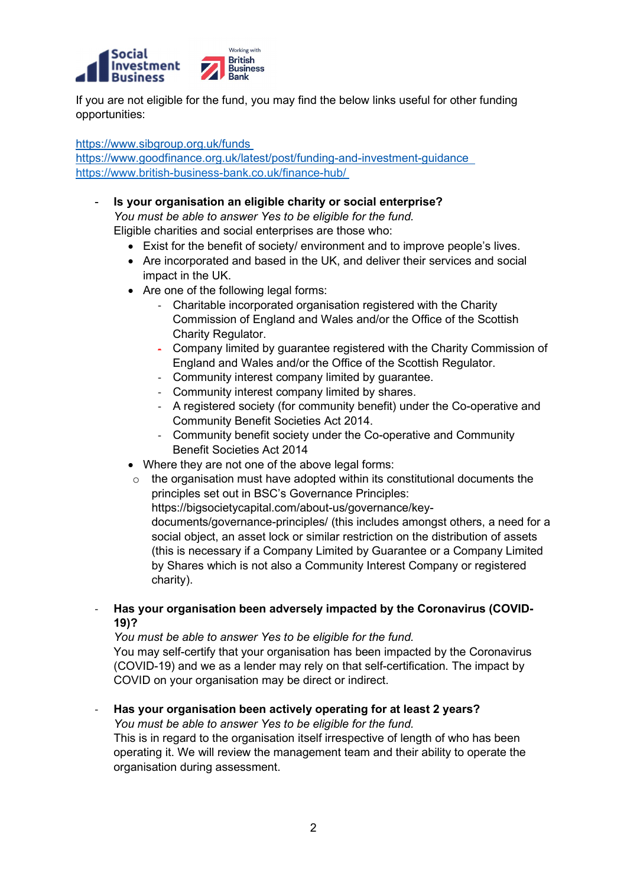If you are not eligible for the fund, you may find the below links useful for other funding opportunities:

https://www.sibgroup.org.uk/funds
https://www.goodfinance.org.uk/latest/post/funding-and-investment-guidance
https://www.british-business-bank.co.uk/finance-hub/

- **Is your organisation an eligible charity or social enterprise?**
  *You must be able to answer Yes to be eligible for the fund.*
  Eligible charities and social enterprises are those who:
  - Exist for the benefit of society/ environment and to improve people's lives.
  - Are incorporated and based in the UK, and deliver their services and social impact in the UK.
  - Are one of the following legal forms:
    - Charitable incorporated organisation registered with the Charity Commission of England and Wales and/or the Office of the Scottish Charity Regulator.
    - Company limited by guarantee registered with the Charity Commission of England and Wales and/or the Office of the Scottish Regulator.
    - Community interest company limited by guarantee.
    - Community interest company limited by shares.
    - A registered society (for community benefit) under the Co-operative and Community Benefit Societies Act 2014.
    - Community benefit society under the Co-operative and Community Benefit Societies Act 2014
  - Where they are not one of the above legal forms:
    - the organisation must have adopted within its constitutional documents the principles set out in BSC's Governance Principles: https://bigsocietycapital.com/about-us/governance/key-documents/governance-principles/ (this includes amongst others, a need for a social object, an asset lock or similar restriction on the distribution of assets (this is necessary if a Company Limited by Guarantee or a Company Limited by Shares which is not also a Community Interest Company or registered charity).

- **Has your organisation been adversely impacted by the Coronavirus (COVID-19)?**
  *You must be able to answer Yes to be eligible for the fund.*
  You may self-certify that your organisation has been impacted by the Coronavirus (COVID-19) and we as a lender may rely on that self-certification. The impact by COVID on your organisation may be direct or indirect.

- **Has your organisation been actively operating for at least 2 years?**
  *You must be able to answer Yes to be eligible for the fund.*
  This is in regard to the organisation itself irrespective of length of who has been operating it. We will review the management team and their ability to operate the organisation during assessment.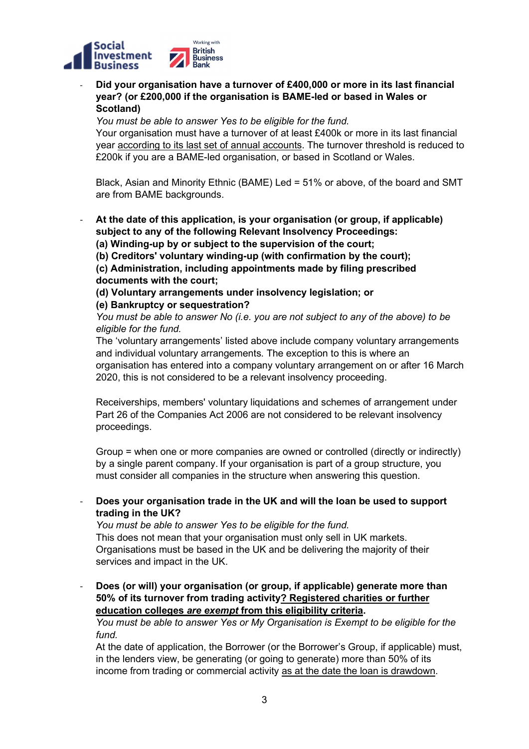- **Did your organisation have a turnover of £400,000 or more in its last financial year? (or £200,000 if the organisation is BAME-led or based in Wales or Scotland)**
  *You must be able to answer Yes to be eligible for the fund.*
  Your organisation must have a turnover of at least £400k or more in its last financial year according to its last set of annual accounts. The turnover threshold is reduced to £200k if you are a BAME-led organisation, or based in Scotland or Wales.

  Black, Asian and Minority Ethnic (BAME) Led = 51% or above, of the board and SMT are from BAME backgrounds.

- **At the date of this application, is your organisation (or group, if applicable) subject to any of the following Relevant Insolvency Proceedings:**
  **(a) Winding-up by or subject to the supervision of the court;**
  **(b) Creditors' voluntary winding-up (with confirmation by the court);**
  **(c) Administration, including appointments made by filing prescribed documents with the court;**
  **(d) Voluntary arrangements under insolvency legislation; or**
  **(e) Bankruptcy or sequestration?**
  *You must be able to answer No (i.e. you are not subject to any of the above) to be eligible for the fund.*
  The 'voluntary arrangements' listed above include company voluntary arrangements and individual voluntary arrangements. The exception to this is where an organisation has entered into a company voluntary arrangement on or after 16 March 2020, this is not considered to be a relevant insolvency proceeding.

  Receiverships, members' voluntary liquidations and schemes of arrangement under Part 26 of the Companies Act 2006 are not considered to be relevant insolvency proceedings.

  Group = when one or more companies are owned or controlled (directly or indirectly) by a single parent company. If your organisation is part of a group structure, you must consider all companies in the structure when answering this question.

- **Does your organisation trade in the UK and will the loan be used to support trading in the UK?**
  *You must be able to answer Yes to be eligible for the fund.*
  This does not mean that your organisation must only sell in UK markets. Organisations must be based in the UK and be delivering the majority of their services and impact in the UK.

- **Does (or will) your organisation (or group, if applicable) generate more than 50% of its turnover from trading activity? Registered charities or further education colleges *are exempt* from this eligibility criteria.**
  *You must be able to answer Yes or My Organisation is Exempt to be eligible for the fund.*
  At the date of application, the Borrower (or the Borrower's Group, if applicable) must, in the lenders view, be generating (or going to generate) more than 50% of its income from trading or commercial activity as at the date the loan is drawdown.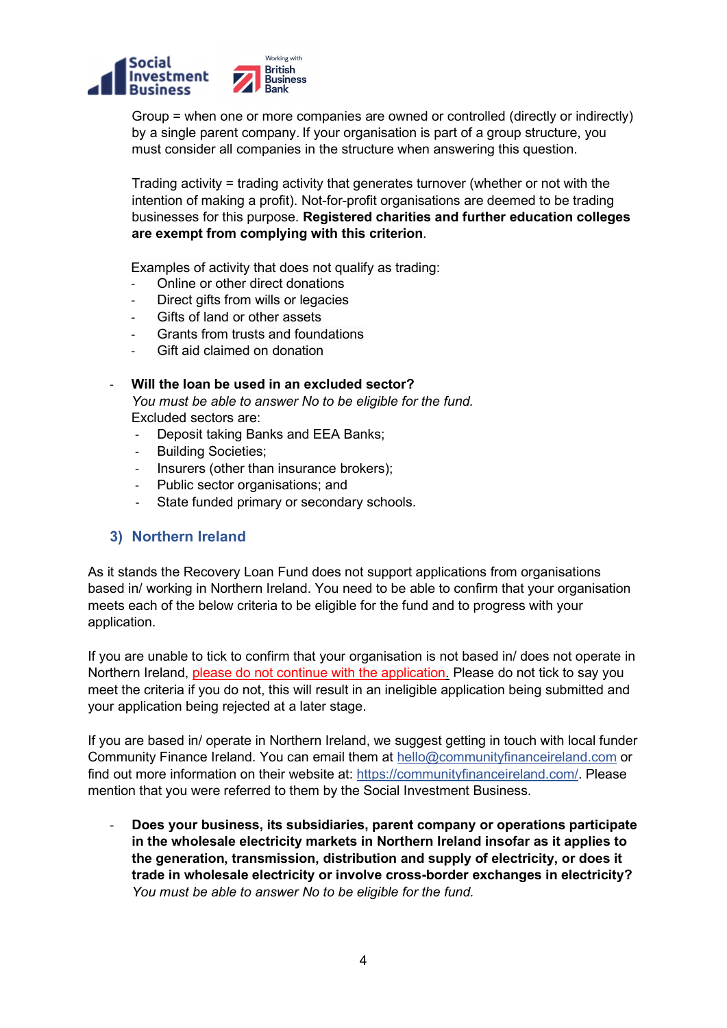Group = when one or more companies are owned or controlled (directly or indirectly) by a single parent company. If your organisation is part of a group structure, you must consider all companies in the structure when answering this question.

Trading activity = trading activity that generates turnover (whether or not with the intention of making a profit). Not-for-profit organisations are deemed to be trading businesses for this purpose. **Registered charities and further education colleges are exempt from complying with this criterion**.

Examples of activity that does not qualify as trading:

- Online or other direct donations
- Direct gifts from wills or legacies
- Gifts of land or other assets
- Grants from trusts and foundations
- Gift aid claimed on donation

- **Will the loan be used in an excluded sector?**
  *You must be able to answer No to be eligible for the fund.*
  Excluded sectors are:
  - Deposit taking Banks and EEA Banks;
  - Building Societies;
  - Insurers (other than insurance brokers);
  - Public sector organisations; and
  - State funded primary or secondary schools.

## 3) Northern Ireland

As it stands the Recovery Loan Fund does not support applications from organisations based in/ working in Northern Ireland. You need to be able to confirm that your organisation meets each of the below criteria to be eligible for the fund and to progress with your application.

If you are unable to tick to confirm that your organisation is not based in/ does not operate in Northern Ireland, please do not continue with the application. Please do not tick to say you meet the criteria if you do not, this will result in an ineligible application being submitted and your application being rejected at a later stage.

If you are based in/ operate in Northern Ireland, we suggest getting in touch with local funder Community Finance Ireland. You can email them at hello@communityfinanceireland.com or find out more information on their website at: https://communityfinanceireland.com/. Please mention that you were referred to them by the Social Investment Business.

- **Does your business, its subsidiaries, parent company or operations participate in the wholesale electricity markets in Northern Ireland insofar as it applies to the generation, transmission, distribution and supply of electricity, or does it trade in wholesale electricity or involve cross-border exchanges in electricity?**
  *You must be able to answer No to be eligible for the fund.*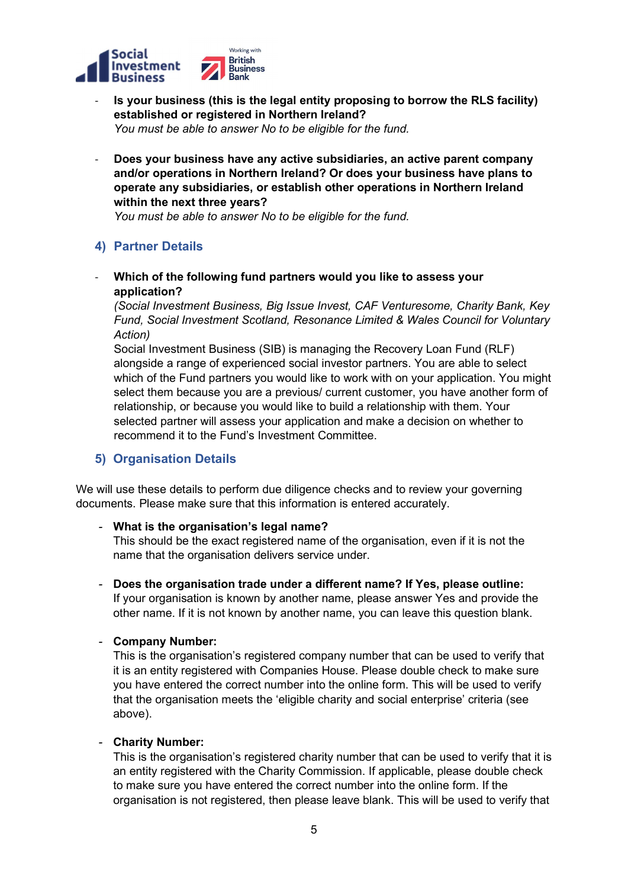- **Is your business (this is the legal entity proposing to borrow the RLS facility) established or registered in Northern Ireland?**
  *You must be able to answer No to be eligible for the fund.*

- **Does your business have any active subsidiaries, an active parent company and/or operations in Northern Ireland? Or does your business have plans to operate any subsidiaries, or establish other operations in Northern Ireland within the next three years?**
  *You must be able to answer No to be eligible for the fund.*

## 4) Partner Details

- **Which of the following fund partners would you like to assess your application?**
  *(Social Investment Business, Big Issue Invest, CAF Venturesome, Charity Bank, Key Fund, Social Investment Scotland, Resonance Limited & Wales Council for Voluntary Action)*
  Social Investment Business (SIB) is managing the Recovery Loan Fund (RLF) alongside a range of experienced social investor partners. You are able to select which of the Fund partners you would like to work with on your application. You might select them because you are a previous/ current customer, you have another form of relationship, or because you would like to build a relationship with them. Your selected partner will assess your application and make a decision on whether to recommend it to the Fund's Investment Committee.

## 5) Organisation Details

We will use these details to perform due diligence checks and to review your governing documents. Please make sure that this information is entered accurately.

- **What is the organisation's legal name?**
  This should be the exact registered name of the organisation, even if it is not the name that the organisation delivers service under.

- **Does the organisation trade under a different name? If Yes, please outline:**
  If your organisation is known by another name, please answer Yes and provide the other name. If it is not known by another name, you can leave this question blank.

- **Company Number:**
  This is the organisation's registered company number that can be used to verify that it is an entity registered with Companies House. Please double check to make sure you have entered the correct number into the online form. This will be used to verify that the organisation meets the 'eligible charity and social enterprise' criteria (see above).

- **Charity Number:**
  This is the organisation's registered charity number that can be used to verify that it is an entity registered with the Charity Commission. If applicable, please double check to make sure you have entered the correct number into the online form. If the organisation is not registered, then please leave blank. This will be used to verify that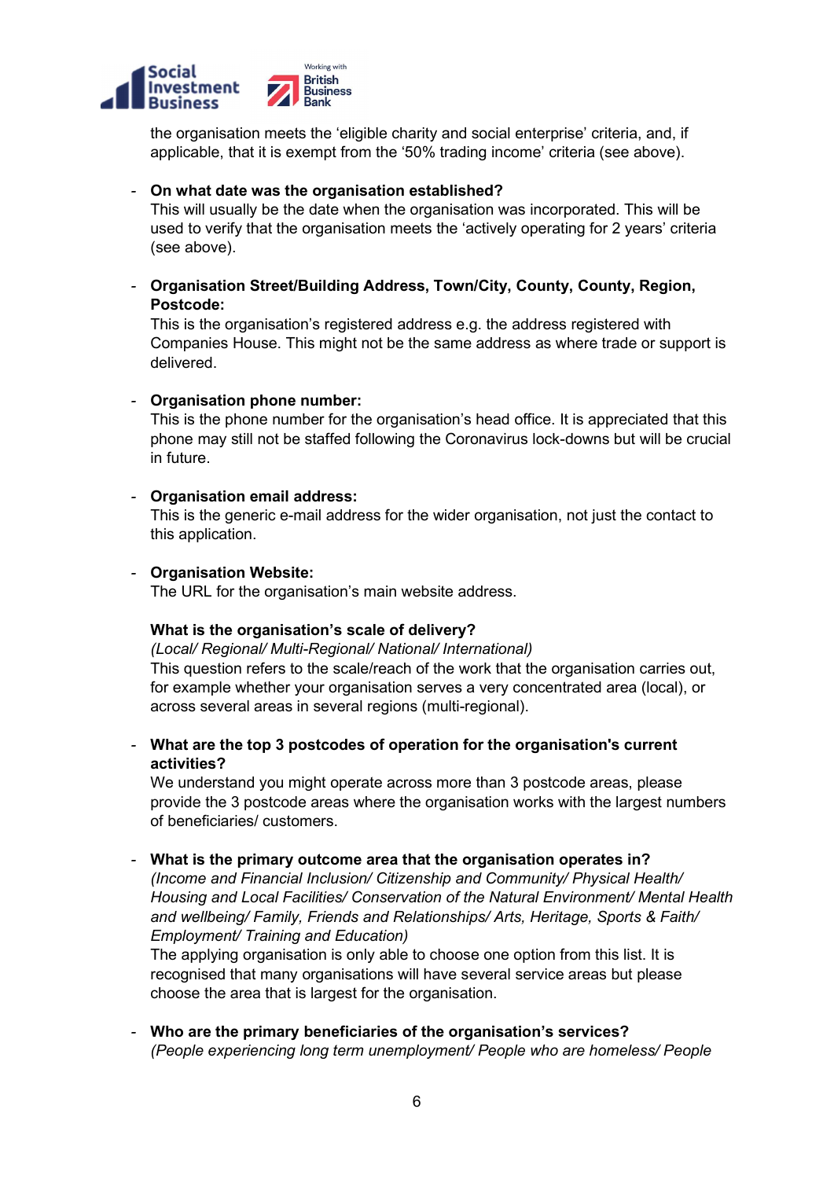the organisation meets the 'eligible charity and social enterprise' criteria, and, if applicable, that it is exempt from the '50% trading income' criteria (see above).

- **On what date was the organisation established?**
  This will usually be the date when the organisation was incorporated. This will be used to verify that the organisation meets the 'actively operating for 2 years' criteria (see above).

- **Organisation Street/Building Address, Town/City, County, County, Region, Postcode:**
  This is the organisation's registered address e.g. the address registered with Companies House. This might not be the same address as where trade or support is delivered.

- **Organisation phone number:**
  This is the phone number for the organisation's head office. It is appreciated that this phone may still not be staffed following the Coronavirus lock-downs but will be crucial in future.

- **Organisation email address:**
  This is the generic e-mail address for the wider organisation, not just the contact to this application.

- **Organisation Website:**
  The URL for the organisation's main website address.

  **What is the organisation's scale of delivery?**
  *(Local/ Regional/ Multi-Regional/ National/ International)*
  This question refers to the scale/reach of the work that the organisation carries out, for example whether your organisation serves a very concentrated area (local), or across several areas in several regions (multi-regional).

- **What are the top 3 postcodes of operation for the organisation's current activities?**
  We understand you might operate across more than 3 postcode areas, please provide the 3 postcode areas where the organisation works with the largest numbers of beneficiaries/ customers.

- **What is the primary outcome area that the organisation operates in?**
  *(Income and Financial Inclusion/ Citizenship and Community/ Physical Health/ Housing and Local Facilities/ Conservation of the Natural Environment/ Mental Health and wellbeing/ Family, Friends and Relationships/ Arts, Heritage, Sports & Faith/ Employment/ Training and Education)*
  The applying organisation is only able to choose one option from this list. It is recognised that many organisations will have several service areas but please choose the area that is largest for the organisation.

- **Who are the primary beneficiaries of the organisation's services?**
  *(People experiencing long term unemployment/ People who are homeless/ People*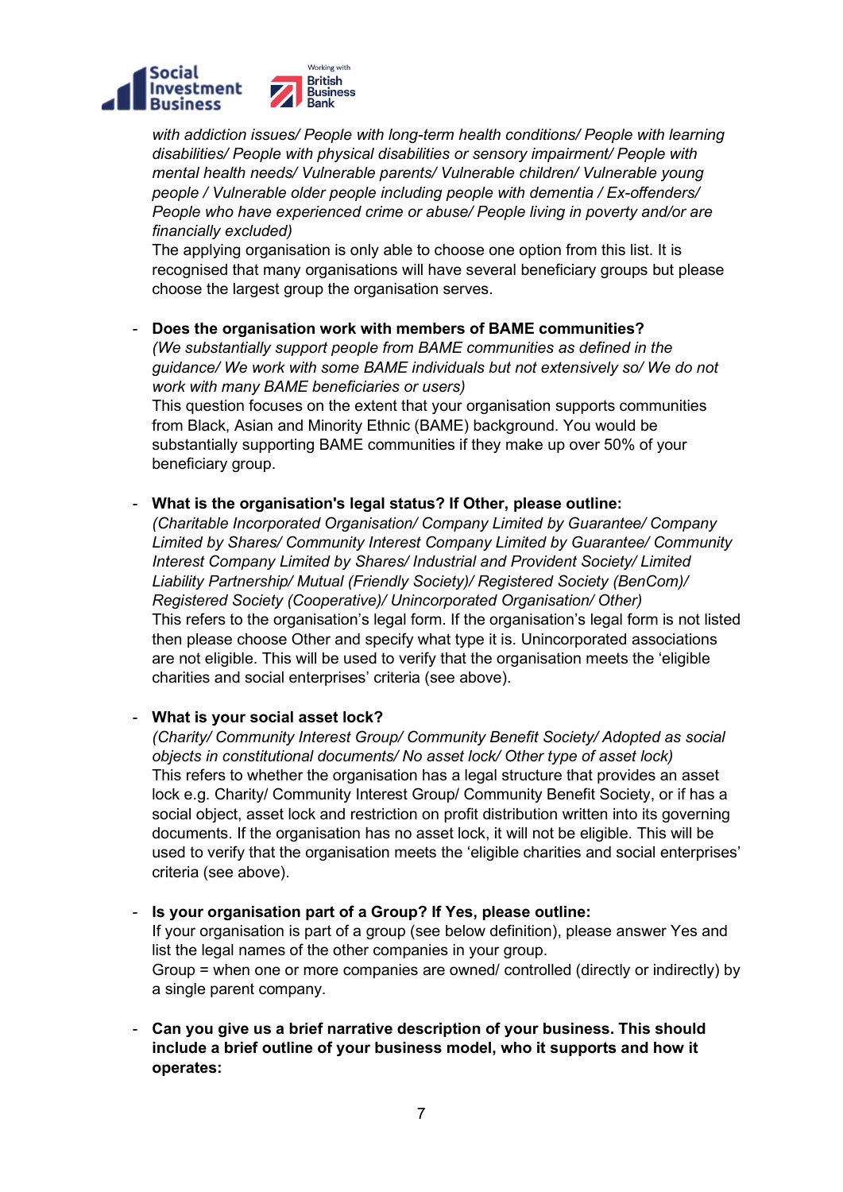*with addiction issues/ People with long-term health conditions/ People with learning disabilities/ People with physical disabilities or sensory impairment/ People with mental health needs/ Vulnerable parents/ Vulnerable children/ Vulnerable young people / Vulnerable older people including people with dementia / Ex-offenders/ People who have experienced crime or abuse/ People living in poverty and/or are financially excluded)*
The applying organisation is only able to choose one option from this list. It is recognised that many organisations will have several beneficiary groups but please choose the largest group the organisation serves.

- **Does the organisation work with members of BAME communities?**
  *(We substantially support people from BAME communities as defined in the guidance/ We work with some BAME individuals but not extensively so/ We do not work with many BAME beneficiaries or users)*
  This question focuses on the extent that your organisation supports communities from Black, Asian and Minority Ethnic (BAME) background. You would be substantially supporting BAME communities if they make up over 50% of your beneficiary group.

- **What is the organisation's legal status? If Other, please outline:**
  *(Charitable Incorporated Organisation/ Company Limited by Guarantee/ Company Limited by Shares/ Community Interest Company Limited by Guarantee/ Community Interest Company Limited by Shares/ Industrial and Provident Society/ Limited Liability Partnership/ Mutual (Friendly Society)/ Registered Society (BenCom)/ Registered Society (Cooperative)/ Unincorporated Organisation/ Other)*
  This refers to the organisation's legal form. If the organisation's legal form is not listed then please choose Other and specify what type it is. Unincorporated associations are not eligible. This will be used to verify that the organisation meets the 'eligible charities and social enterprises' criteria (see above).

- **What is your social asset lock?**
  *(Charity/ Community Interest Group/ Community Benefit Society/ Adopted as social objects in constitutional documents/ No asset lock/ Other type of asset lock)*
  This refers to whether the organisation has a legal structure that provides an asset lock e.g. Charity/ Community Interest Group/ Community Benefit Society, or if has a social object, asset lock and restriction on profit distribution written into its governing documents. If the organisation has no asset lock, it will not be eligible. This will be used to verify that the organisation meets the 'eligible charities and social enterprises' criteria (see above).

- **Is your organisation part of a Group? If Yes, please outline:**
  If your organisation is part of a group (see below definition), please answer Yes and list the legal names of the other companies in your group.
  Group = when one or more companies are owned/ controlled (directly or indirectly) by a single parent company.

- **Can you give us a brief narrative description of your business. This should include a brief outline of your business model, who it supports and how it operates:**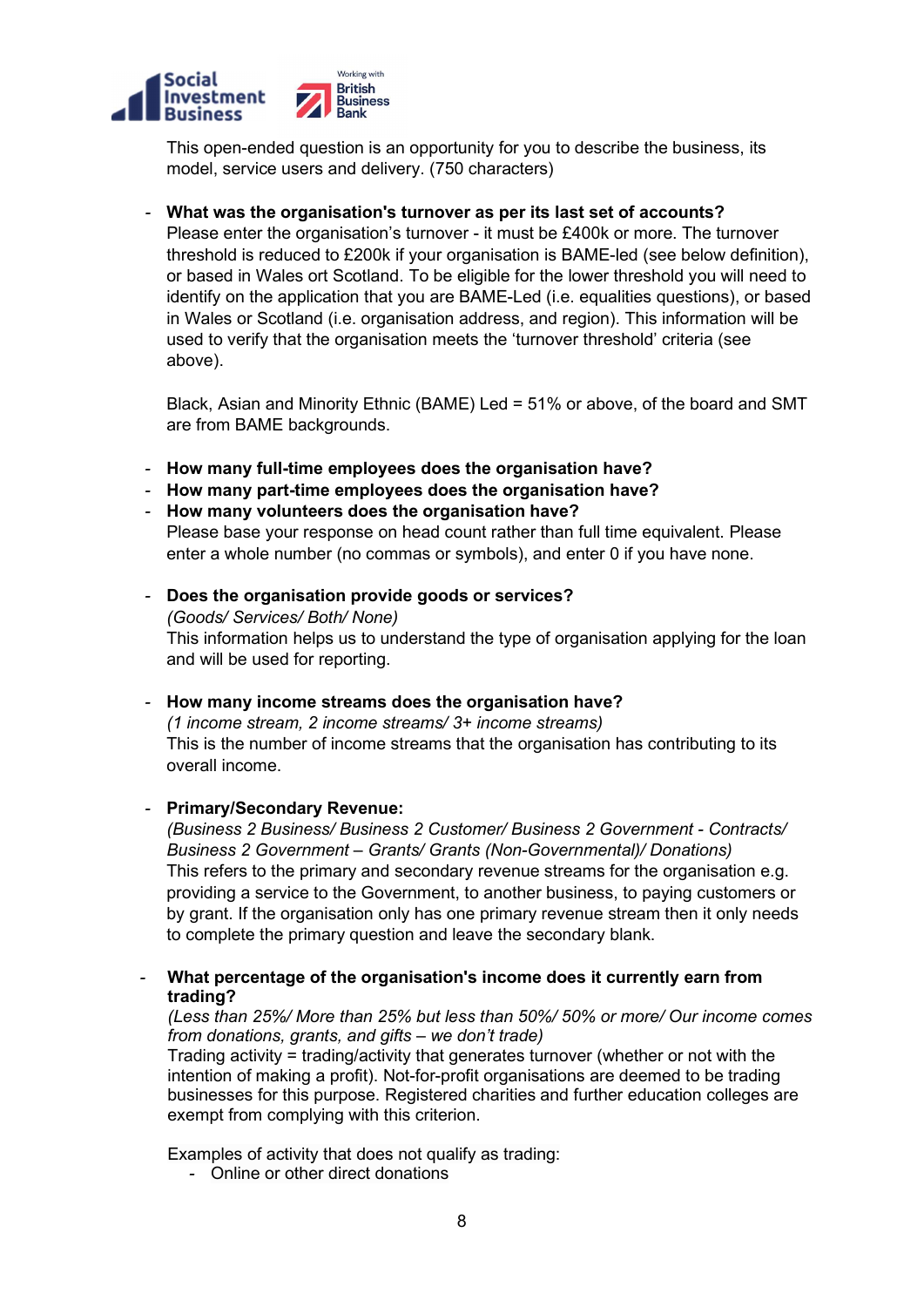This open-ended question is an opportunity for you to describe the business, its model, service users and delivery. (750 characters)

- **What was the organisation's turnover as per its last set of accounts?**
  Please enter the organisation's turnover - it must be £400k or more. The turnover threshold is reduced to £200k if your organisation is BAME-led (see below definition), or based in Wales ort Scotland. To be eligible for the lower threshold you will need to identify on the application that you are BAME-Led (i.e. equalities questions), or based in Wales or Scotland (i.e. organisation address, and region). This information will be used to verify that the organisation meets the 'turnover threshold' criteria (see above).

  Black, Asian and Minority Ethnic (BAME) Led = 51% or above, of the board and SMT are from BAME backgrounds.

- **How many full-time employees does the organisation have?**
- **How many part-time employees does the organisation have?**
- **How many volunteers does the organisation have?**
  Please base your response on head count rather than full time equivalent. Please enter a whole number (no commas or symbols), and enter 0 if you have none.

- **Does the organisation provide goods or services?**
  *(Goods/ Services/ Both/ None)*
  This information helps us to understand the type of organisation applying for the loan and will be used for reporting.

- **How many income streams does the organisation have?**
  *(1 income stream, 2 income streams/ 3+ income streams)*
  This is the number of income streams that the organisation has contributing to its overall income.

- **Primary/Secondary Revenue:**
  *(Business 2 Business/ Business 2 Customer/ Business 2 Government - Contracts/ Business 2 Government – Grants/ Grants (Non-Governmental)/ Donations)*
  This refers to the primary and secondary revenue streams for the organisation e.g. providing a service to the Government, to another business, to paying customers or by grant. If the organisation only has one primary revenue stream then it only needs to complete the primary question and leave the secondary blank.

- **What percentage of the organisation's income does it currently earn from trading?**
  *(Less than 25%/ More than 25% but less than 50%/ 50% or more/ Our income comes from donations, grants, and gifts – we don't trade)*
  Trading activity = trading/activity that generates turnover (whether or not with the intention of making a profit). Not-for-profit organisations are deemed to be trading businesses for this purpose. Registered charities and further education colleges are exempt from complying with this criterion.

  Examples of activity that does not qualify as trading:
  - Online or other direct donations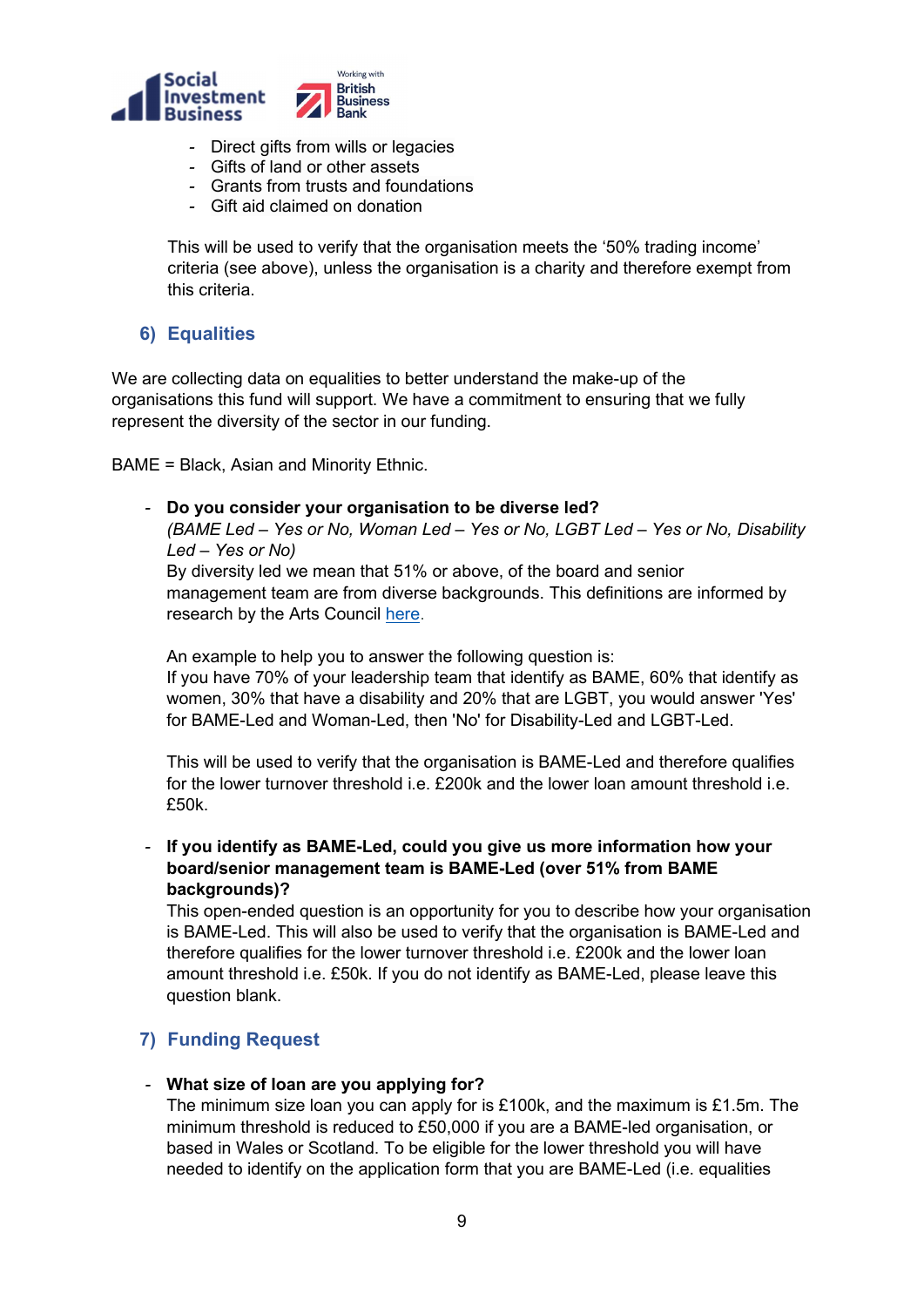- Direct gifts from wills or legacies
- Gifts of land or other assets
- Grants from trusts and foundations
- Gift aid claimed on donation

This will be used to verify that the organisation meets the '50% trading income' criteria (see above), unless the organisation is a charity and therefore exempt from this criteria.

## 6) Equalities

We are collecting data on equalities to better understand the make-up of the organisations this fund will support. We have a commitment to ensuring that we fully represent the diversity of the sector in our funding.

BAME = Black, Asian and Minority Ethnic.

- **Do you consider your organisation to be diverse led?**
  *(BAME Led – Yes or No, Woman Led – Yes or No, LGBT Led – Yes or No, Disability Led – Yes or No)*
  By diversity led we mean that 51% or above, of the board and senior management team are from diverse backgrounds. This definitions are informed by research by the Arts Council here.

  An example to help you to answer the following question is:
  If you have 70% of your leadership team that identify as BAME, 60% that identify as women, 30% that have a disability and 20% that are LGBT, you would answer 'Yes' for BAME-Led and Woman-Led, then 'No' for Disability-Led and LGBT-Led.

  This will be used to verify that the organisation is BAME-Led and therefore qualifies for the lower turnover threshold i.e. £200k and the lower loan amount threshold i.e. £50k.

- **If you identify as BAME-Led, could you give us more information how your board/senior management team is BAME-Led (over 51% from BAME backgrounds)?**
  This open-ended question is an opportunity for you to describe how your organisation is BAME-Led. This will also be used to verify that the organisation is BAME-Led and therefore qualifies for the lower turnover threshold i.e. £200k and the lower loan amount threshold i.e. £50k. If you do not identify as BAME-Led, please leave this question blank.

## 7) Funding Request

- **What size of loan are you applying for?**
  The minimum size loan you can apply for is £100k, and the maximum is £1.5m. The minimum threshold is reduced to £50,000 if you are a BAME-led organisation, or based in Wales or Scotland. To be eligible for the lower threshold you will have needed to identify on the application form that you are BAME-Led (i.e. equalities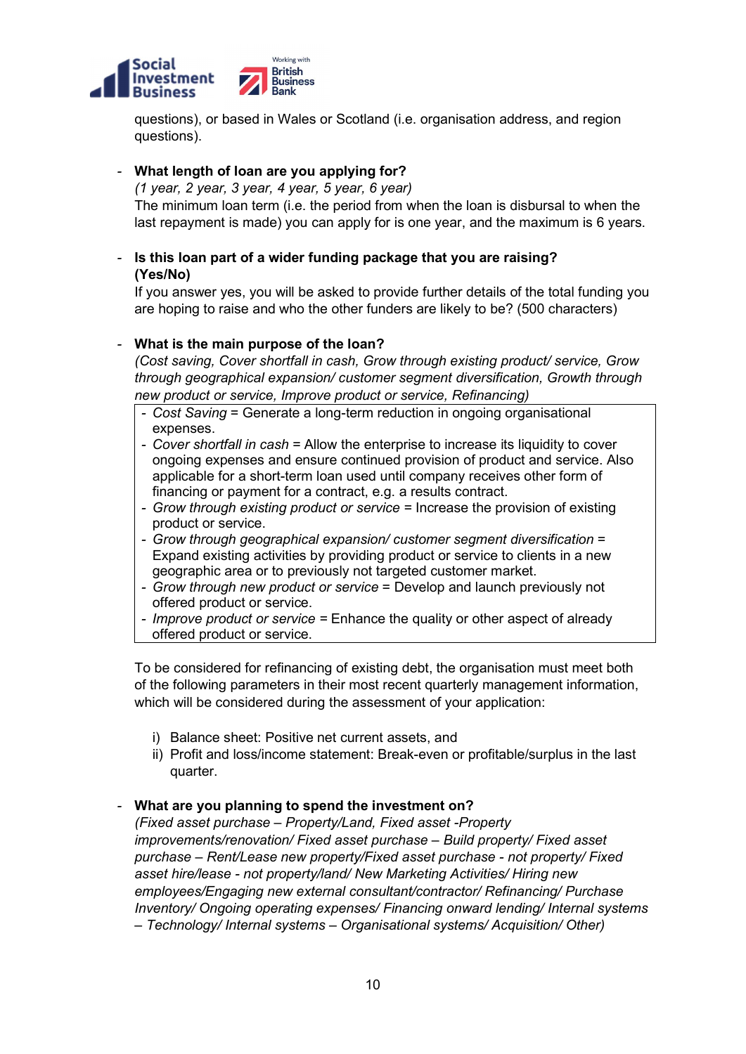questions), or based in Wales or Scotland (i.e. organisation address, and region questions).

- **What length of loan are you applying for?**
  *(1 year, 2 year, 3 year, 4 year, 5 year, 6 year)*
  The minimum loan term (i.e. the period from when the loan is disbursal to when the last repayment is made) you can apply for is one year, and the maximum is 6 years.

- **Is this loan part of a wider funding package that you are raising? (Yes/No)**
  If you answer yes, you will be asked to provide further details of the total funding you are hoping to raise and who the other funders are likely to be? (500 characters)

- **What is the main purpose of the loan?**
  *(Cost saving, Cover shortfall in cash, Grow through existing product/ service, Grow through geographical expansion/ customer segment diversification, Growth through new product or service, Improve product or service, Refinancing)*

  - *Cost Saving* = Generate a long-term reduction in ongoing organisational expenses.
  - *Cover shortfall in cash* = Allow the enterprise to increase its liquidity to cover ongoing expenses and ensure continued provision of product and service. Also applicable for a short-term loan used until company receives other form of financing or payment for a contract, e.g. a results contract.
  - *Grow through existing product or service* = Increase the provision of existing product or service.
  - *Grow through geographical expansion/ customer segment diversification* = Expand existing activities by providing product or service to clients in a new geographic area or to previously not targeted customer market.
  - *Grow through new product or service* = Develop and launch previously not offered product or service.
  - *Improve product or service* = Enhance the quality or other aspect of already offered product or service.

  To be considered for refinancing of existing debt, the organisation must meet both of the following parameters in their most recent quarterly management information, which will be considered during the assessment of your application:

  i) Balance sheet: Positive net current assets, and
  ii) Profit and loss/income statement: Break-even or profitable/surplus in the last quarter.

- **What are you planning to spend the investment on?**
  *(Fixed asset purchase – Property/Land, Fixed asset -Property improvements/renovation/ Fixed asset purchase – Build property/ Fixed asset purchase – Rent/Lease new property/Fixed asset purchase - not property/ Fixed asset hire/lease - not property/land/ New Marketing Activities/ Hiring new employees/Engaging new external consultant/contractor/ Refinancing/ Purchase Inventory/ Ongoing operating expenses/ Financing onward lending/ Internal systems – Technology/ Internal systems – Organisational systems/ Acquisition/ Other)*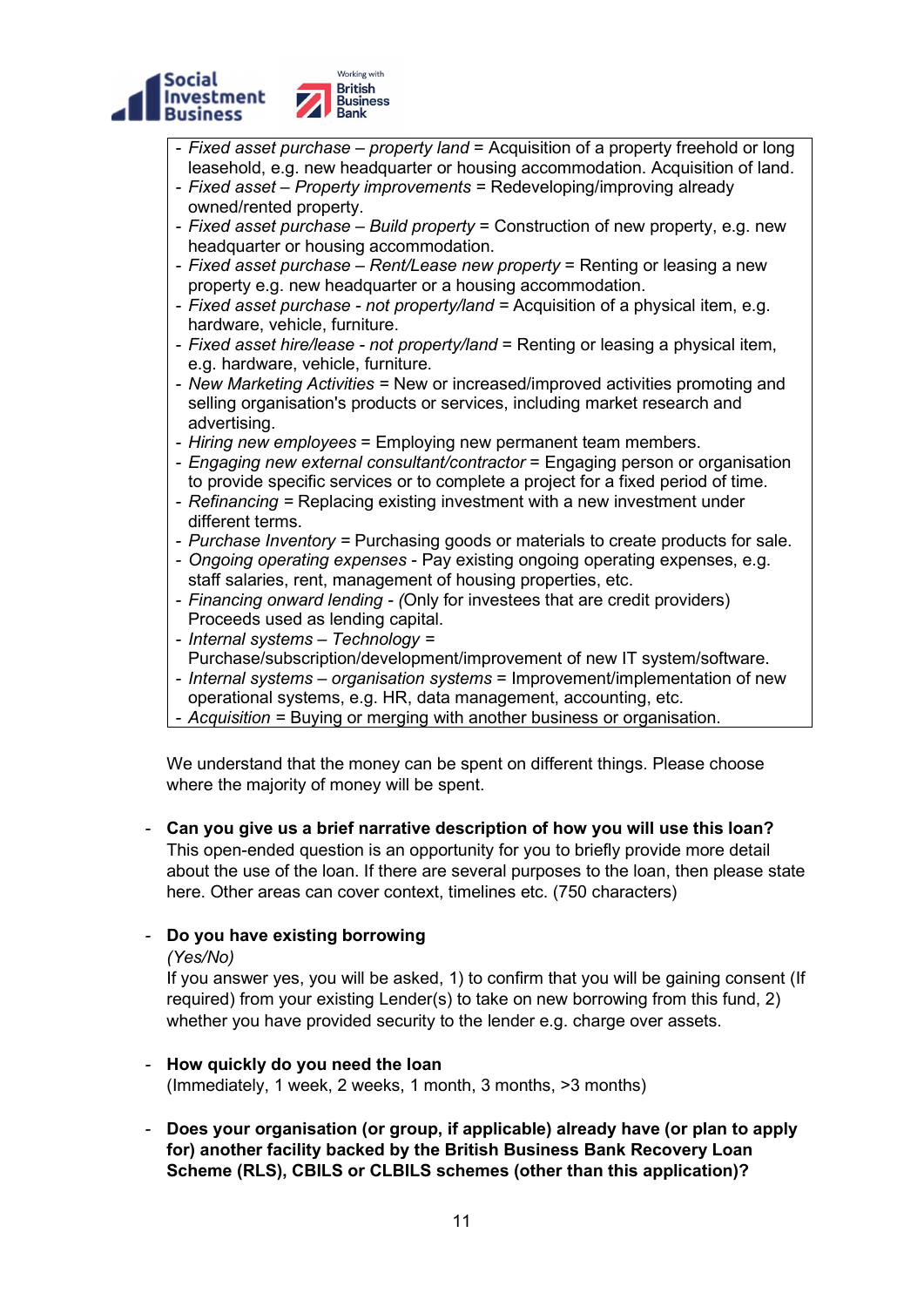- *Fixed asset purchase – property land* = Acquisition of a property freehold or long leasehold, e.g. new headquarter or housing accommodation. Acquisition of land.
- *Fixed asset – Property improvements* = Redeveloping/improving already owned/rented property.
- *Fixed asset purchase – Build property* = Construction of new property, e.g. new headquarter or housing accommodation.
- *Fixed asset purchase – Rent/Lease new property* = Renting or leasing a new property e.g. new headquarter or a housing accommodation.
- *Fixed asset purchase - not property/land* = Acquisition of a physical item, e.g. hardware, vehicle, furniture.
- *Fixed asset hire/lease - not property/land* = Renting or leasing a physical item, e.g. hardware, vehicle, furniture.
- *New Marketing Activities* = New or increased/improved activities promoting and selling organisation's products or services, including market research and advertising.
- *Hiring new employees* = Employing new permanent team members.
- *Engaging new external consultant/contractor* = Engaging person or organisation to provide specific services or to complete a project for a fixed period of time.
- *Refinancing* = Replacing existing investment with a new investment under different terms.
- *Purchase Inventory* = Purchasing goods or materials to create products for sale.
- *Ongoing operating expenses* - Pay existing ongoing operating expenses, e.g. staff salaries, rent, management of housing properties, etc.
- *Financing onward lending - (*Only for investees that are credit providers) Proceeds used as lending capital.
- *Internal systems – Technology* = Purchase/subscription/development/improvement of new IT system/software.
- *Internal systems – organisation systems* = Improvement/implementation of new operational systems, e.g. HR, data management, accounting, etc.
- *Acquisition* = Buying or merging with another business or organisation.

We understand that the money can be spent on different things. Please choose where the majority of money will be spent.

- **Can you give us a brief narrative description of how you will use this loan?**
  This open-ended question is an opportunity for you to briefly provide more detail about the use of the loan. If there are several purposes to the loan, then please state here. Other areas can cover context, timelines etc. (750 characters)

- **Do you have existing borrowing**
  *(Yes/No)*
  If you answer yes, you will be asked, 1) to confirm that you will be gaining consent (If required) from your existing Lender(s) to take on new borrowing from this fund, 2) whether you have provided security to the lender e.g. charge over assets.

- **How quickly do you need the loan**
  (Immediately, 1 week, 2 weeks, 1 month, 3 months, >3 months)

- **Does your organisation (or group, if applicable) already have (or plan to apply for) another facility backed by the British Business Bank Recovery Loan Scheme (RLS), CBILS or CLBILS schemes (other than this application)?**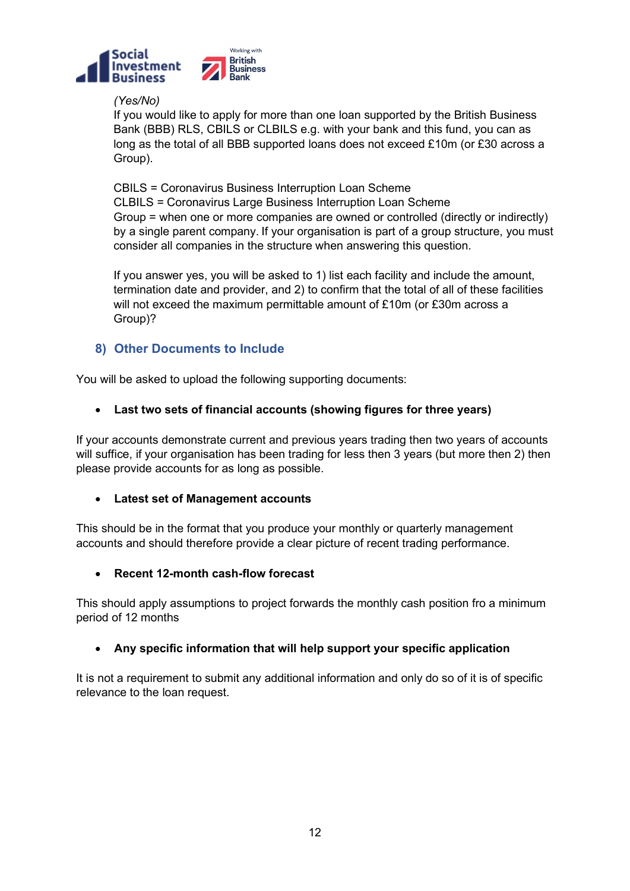*(Yes/No)*

If you would like to apply for more than one loan supported by the British Business Bank (BBB) RLS, CBILS or CLBILS e.g. with your bank and this fund, you can as long as the total of all BBB supported loans does not exceed £10m (or £30 across a Group).

CBILS = Coronavirus Business Interruption Loan Scheme
CLBILS = Coronavirus Large Business Interruption Loan Scheme
Group = when one or more companies are owned or controlled (directly or indirectly) by a single parent company. If your organisation is part of a group structure, you must consider all companies in the structure when answering this question.

If you answer yes, you will be asked to 1) list each facility and include the amount, termination date and provider, and 2) to confirm that the total of all of these facilities will not exceed the maximum permittable amount of £10m (or £30m across a Group)?

## 8) Other Documents to Include

You will be asked to upload the following supporting documents:

- **Last two sets of financial accounts (showing figures for three years)**

If your accounts demonstrate current and previous years trading then two years of accounts will suffice, if your organisation has been trading for less then 3 years (but more then 2) then please provide accounts for as long as possible.

- **Latest set of Management accounts**

This should be in the format that you produce your monthly or quarterly management accounts and should therefore provide a clear picture of recent trading performance.

- **Recent 12-month cash-flow forecast**

This should apply assumptions to project forwards the monthly cash position fro a minimum period of 12 months

- **Any specific information that will help support your specific application**

It is not a requirement to submit any additional information and only do so of it is of specific relevance to the loan request.